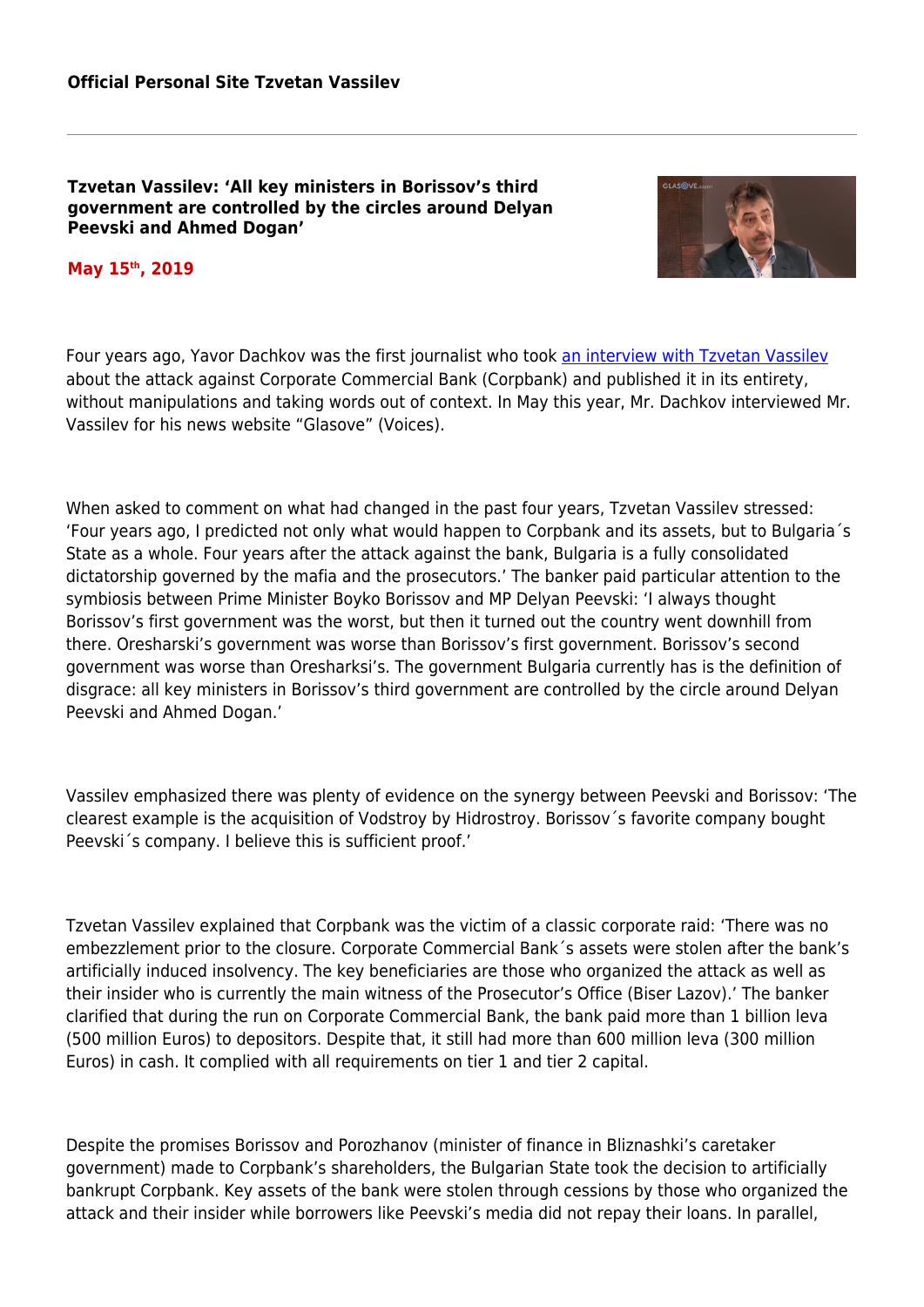**Official Personal Site Tzvetan Vassilev**

# Tzvetan Vassilev: 'All key ministers in Borissov's third government are controlled by the circles around Delyan Peevski and Ahmed Dogan'

**May 15th, 2019**

Four years ago, Yavor Dachkov was the first journalist who took an interview with Tzvetan Vassilev about the attack against Corporate Commercial Bank (Corpbank) and published it in its entirety, without manipulations and taking words out of context. In May this year, Mr. Dachkov interviewed Mr. Vassilev for his news website "Glasove" (Voices).

When asked to comment on what had changed in the past four years, Tzvetan Vassilev stressed: 'Four years ago, I predicted not only what would happen to Corpbank and its assets, but to Bulgaria´s State as a whole. Four years after the attack against the bank, Bulgaria is a fully consolidated dictatorship governed by the mafia and the prosecutors.' The banker paid particular attention to the symbiosis between Prime Minister Boyko Borissov and MP Delyan Peevski: 'I always thought Borissov's first government was the worst, but then it turned out the country went downhill from there. Oresharski's government was worse than Borissov's first government. Borissov's second government was worse than Oresharksi's. The government Bulgaria currently has is the definition of disgrace: all key ministers in Borissov's third government are controlled by the circle around Delyan Peevski and Ahmed Dogan.'

Vassilev emphasized there was plenty of evidence on the synergy between Peevski and Borissov: 'The clearest example is the acquisition of Vodstroy by Hidrostroy. Borissov´s favorite company bought Peevski´s company. I believe this is sufficient proof.'

Tzvetan Vassilev explained that Corpbank was the victim of a classic corporate raid: 'There was no embezzlement prior to the closure. Corporate Commercial Bank´s assets were stolen after the bank's artificially induced insolvency. The key beneficiaries are those who organized the attack as well as their insider who is currently the main witness of the Prosecutor's Office (Biser Lazov).' The banker clarified that during the run on Corporate Commercial Bank, the bank paid more than 1 billion leva (500 million Euros) to depositors. Despite that, it still had more than 600 million leva (300 million Euros) in cash. It complied with all requirements on tier 1 and tier 2 capital.

Despite the promises Borissov and Porozhanov (minister of finance in Bliznashki's caretaker government) made to Corpbank's shareholders, the Bulgarian State took the decision to artificially bankrupt Corpbank. Key assets of the bank were stolen through cessions by those who organized the attack and their insider while borrowers like Peevski's media did not repay their loans. In parallel,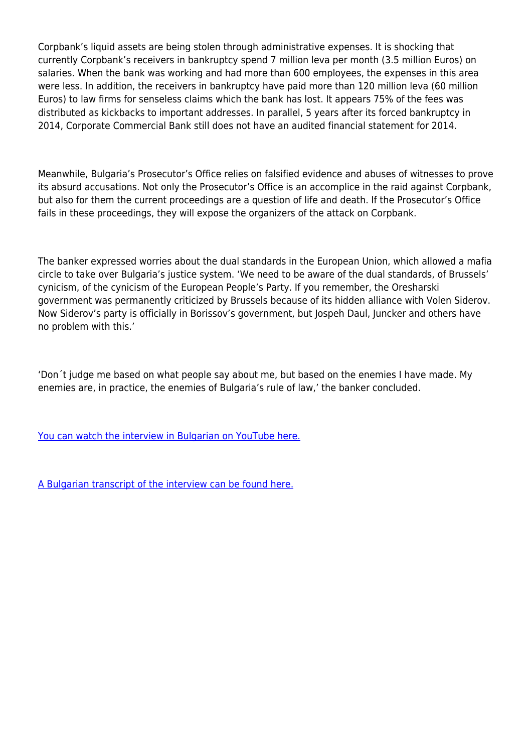Corpbank's liquid assets are being stolen through administrative expenses. It is shocking that currently Corpbank's receivers in bankruptcy spend 7 million leva per month (3.5 million Euros) on salaries. When the bank was working and had more than 600 employees, the expenses in this area were less. In addition, the receivers in bankruptcy have paid more than 120 million leva (60 million Euros) to law firms for senseless claims which the bank has lost. It appears 75% of the fees was distributed as kickbacks to important addresses. In parallel, 5 years after its forced bankruptcy in 2014, Corporate Commercial Bank still does not have an audited financial statement for 2014.

Meanwhile, Bulgaria's Prosecutor's Office relies on falsified evidence and abuses of witnesses to prove its absurd accusations. Not only the Prosecutor's Office is an accomplice in the raid against Corpbank, but also for them the current proceedings are a question of life and death. If the Prosecutor's Office fails in these proceedings, they will expose the organizers of the attack on Corpbank.

The banker expressed worries about the dual standards in the European Union, which allowed a mafia circle to take over Bulgaria's justice system. 'We need to be aware of the dual standards, of Brussels' cynicism, of the cynicism of the European People's Party. If you remember, the Oresharski government was permanently criticized by Brussels because of its hidden alliance with Volen Siderov. Now Siderov's party is officially in Borissov's government, but Jospeh Daul, Juncker and others have no problem with this.'

'Don´t judge me based on what people say about me, but based on the enemies I have made. My enemies are, in practice, the enemies of Bulgaria's rule of law,' the banker concluded.

You can watch the interview in Bulgarian on YouTube here.

A Bulgarian transcript of the interview can be found here.